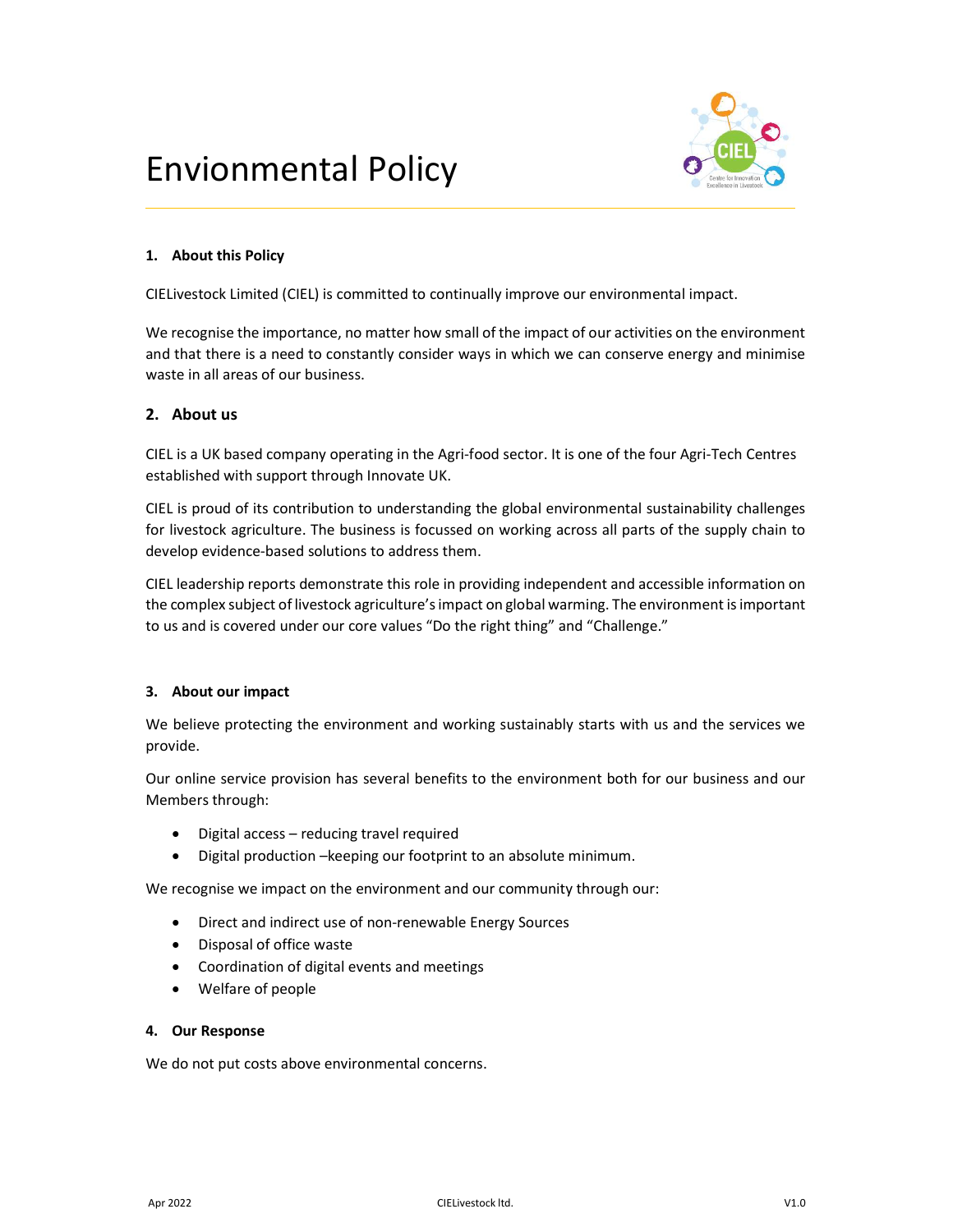# Envionmental Policy

## 1. About this Policy

CIELivestock Limited (CIEL) is committed to continually improve our environmental impact.

We recognise the importance, no matter how small of the impact of our activities on the environment and that there is a need to constantly consider ways in which we can conserve energy and minimise waste in all areas of our business.

## 2. About us

CIEL is a UK based company operating in the Agri-food sector. It is one of the four Agri-Tech Centres established with support through Innovate UK.

CIEL is proud of its contribution to understanding the global environmental sustainability challenges for livestock agriculture. The business is focussed on working across all parts of the supply chain to develop evidence-based solutions to address them.

CIEL leadership reports demonstrate this role in providing independent and accessible information on the complex subject of livestock agriculture's impact on global warming. The environment is important to us and is covered under our core values "Do the right thing" and "Challenge."

## 3. About our impact

We believe protecting the environment and working sustainably starts with us and the services we provide.

Our online service provision has several benefits to the environment both for our business and our Members through:

- Digital access – reducing travel required
- Digital production –keeping our footprint to an absolute minimum.

We recognise we impact on the environment and our community through our:

- Direct and indirect use of non-renewable Energy Sources
- Disposal of office waste
- Coordination of digital events and meetings
- Welfare of people

## 4. Our Response

We do not put costs above environmental concerns.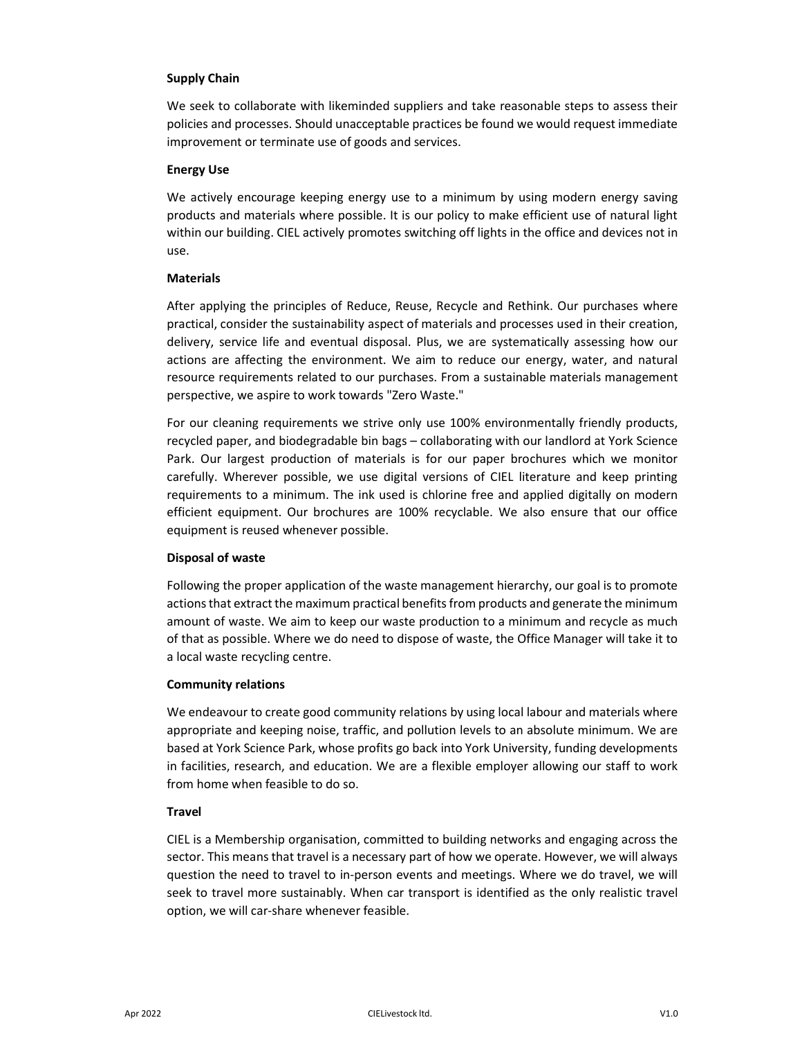**Supply Chain**

We seek to collaborate with likeminded suppliers and take reasonable steps to assess their policies and processes. Should unacceptable practices be found we would request immediate improvement or terminate use of goods and services.

**Energy Use**

We actively encourage keeping energy use to a minimum by using modern energy saving products and materials where possible. It is our policy to make efficient use of natural light within our building. CIEL actively promotes switching off lights in the office and devices not in use.

**Materials**

After applying the principles of Reduce, Reuse, Recycle and Rethink. Our purchases where practical, consider the sustainability aspect of materials and processes used in their creation, delivery, service life and eventual disposal. Plus, we are systematically assessing how our actions are affecting the environment. We aim to reduce our energy, water, and natural resource requirements related to our purchases. From a sustainable materials management perspective, we aspire to work towards "Zero Waste."

For our cleaning requirements we strive only use 100% environmentally friendly products, recycled paper, and biodegradable bin bags – collaborating with our landlord at York Science Park. Our largest production of materials is for our paper brochures which we monitor carefully. Wherever possible, we use digital versions of CIEL literature and keep printing requirements to a minimum. The ink used is chlorine free and applied digitally on modern efficient equipment. Our brochures are 100% recyclable. We also ensure that our office equipment is reused whenever possible.

**Disposal of waste**

Following the proper application of the waste management hierarchy, our goal is to promote actions that extract the maximum practical benefits from products and generate the minimum amount of waste. We aim to keep our waste production to a minimum and recycle as much of that as possible. Where we do need to dispose of waste, the Office Manager will take it to a local waste recycling centre.

**Community relations**

We endeavour to create good community relations by using local labour and materials where appropriate and keeping noise, traffic, and pollution levels to an absolute minimum. We are based at York Science Park, whose profits go back into York University, funding developments in facilities, research, and education. We are a flexible employer allowing our staff to work from home when feasible to do so.

**Travel**

CIEL is a Membership organisation, committed to building networks and engaging across the sector. This means that travel is a necessary part of how we operate. However, we will always question the need to travel to in-person events and meetings. Where we do travel, we will seek to travel more sustainably. When car transport is identified as the only realistic travel option, we will car-share whenever feasible.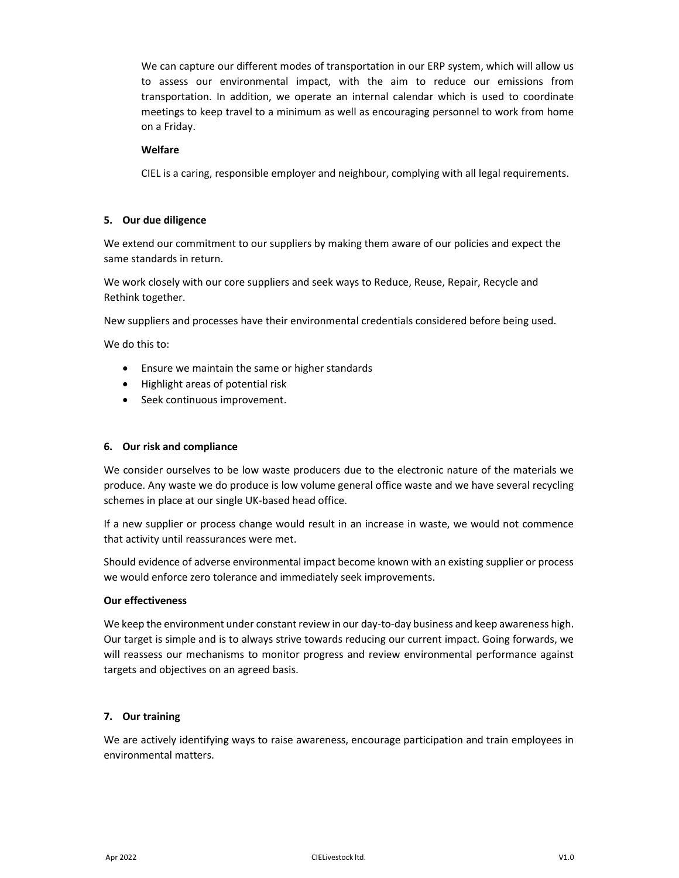We can capture our different modes of transportation in our ERP system, which will allow us to assess our environmental impact, with the aim to reduce our emissions from transportation. In addition, we operate an internal calendar which is used to coordinate meetings to keep travel to a minimum as well as encouraging personnel to work from home on a Friday.

**Welfare**

CIEL is a caring, responsible employer and neighbour, complying with all legal requirements.

## 5. Our due diligence

We extend our commitment to our suppliers by making them aware of our policies and expect the same standards in return.

We work closely with our core suppliers and seek ways to Reduce, Reuse, Repair, Recycle and Rethink together.

New suppliers and processes have their environmental credentials considered before being used.

We do this to:

- Ensure we maintain the same or higher standards
- Highlight areas of potential risk
- Seek continuous improvement.

## 6. Our risk and compliance

We consider ourselves to be low waste producers due to the electronic nature of the materials we produce. Any waste we do produce is low volume general office waste and we have several recycling schemes in place at our single UK-based head office.

If a new supplier or process change would result in an increase in waste, we would not commence that activity until reassurances were met.

Should evidence of adverse environmental impact become known with an existing supplier or process we would enforce zero tolerance and immediately seek improvements.

**Our effectiveness**

We keep the environment under constant review in our day-to-day business and keep awareness high. Our target is simple and is to always strive towards reducing our current impact. Going forwards, we will reassess our mechanisms to monitor progress and review environmental performance against targets and objectives on an agreed basis.

## 7. Our training

We are actively identifying ways to raise awareness, encourage participation and train employees in environmental matters.